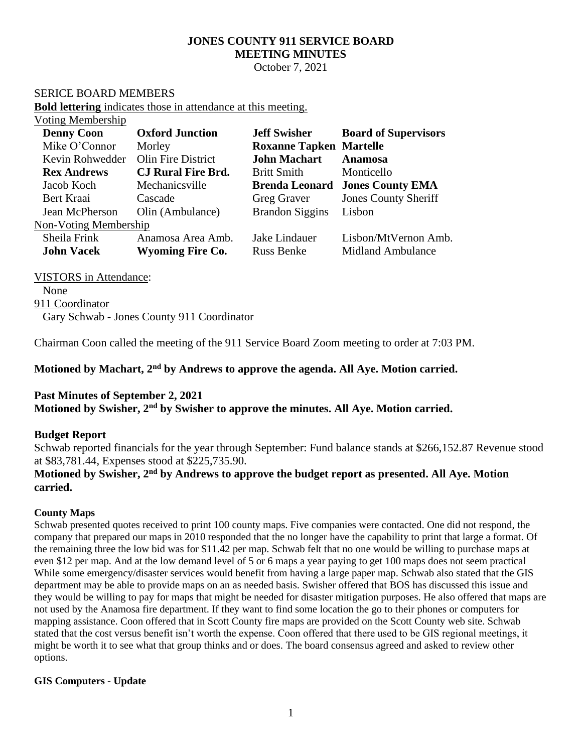# JONES COUNTY 911 SERVICE BOARD
## MEETING MINUTES
October 7, 2021

SERICE BOARD MEMBERS

**Bold lettering** indicates those in attendance at this meeting.

Voting Membership

| | | | |
|---|---|---|---|
| **Denny Coon** | **Oxford Junction** | **Jeff Swisher** | **Board of Supervisors** |
| Mike O'Connor | Morley | **Roxanne Tapken** | **Martelle** |
| Kevin Rohwedder | Olin Fire District | **John Machart** | **Anamosa** |
| **Rex Andrews** | **CJ Rural Fire Brd.** | Britt Smith | Monticello |
| Jacob Koch | Mechanicsville | **Brenda Leonard** | **Jones County EMA** |
| Bert Kraai | Cascade | Greg Graver | Jones County Sheriff |
| Jean McPherson | Olin (Ambulance) | Brandon Siggins | Lisbon |

Non-Voting Membership

| | | | |
|---|---|---|---|
| Sheila Frink | Anamosa Area Amb. | Jake Lindauer | Lisbon/MtVernon Amb. |
| **John Vacek** | **Wyoming Fire Co.** | Russ Benke | Midland Ambulance |

VISTORS in Attendance:

None

911 Coordinator

Gary Schwab - Jones County 911 Coordinator

Chairman Coon called the meeting of the 911 Service Board Zoom meeting to order at 7:03 PM.

**Motioned by Machart, 2nd by Andrews to approve the agenda. All Aye. Motion carried.**

**Past Minutes of September 2, 2021**

**Motioned by Swisher, 2nd by Swisher to approve the minutes. All Aye. Motion carried.**

**Budget Report**

Schwab reported financials for the year through September: Fund balance stands at $266,152.87 Revenue stood at $83,781.44, Expenses stood at $225,735.90.

**Motioned by Swisher, 2nd by Andrews to approve the budget report as presented. All Aye. Motion carried.**

**County Maps**

Schwab presented quotes received to print 100 county maps. Five companies were contacted. One did not respond, the company that prepared our maps in 2010 responded that the no longer have the capability to print that large a format. Of the remaining three the low bid was for $11.42 per map. Schwab felt that no one would be willing to purchase maps at even $12 per map. And at the low demand level of 5 or 6 maps a year paying to get 100 maps does not seem practical While some emergency/disaster services would benefit from having a large paper map. Schwab also stated that the GIS department may be able to provide maps on an as needed basis. Swisher offered that BOS has discussed this issue and they would be willing to pay for maps that might be needed for disaster mitigation purposes. He also offered that maps are not used by the Anamosa fire department. If they want to find some location the go to their phones or computers for mapping assistance. Coon offered that in Scott County fire maps are provided on the Scott County web site. Schwab stated that the cost versus benefit isn't worth the expense. Coon offered that there used to be GIS regional meetings, it might be worth it to see what that group thinks and or does. The board consensus agreed and asked to review other options.

**GIS Computers - Update**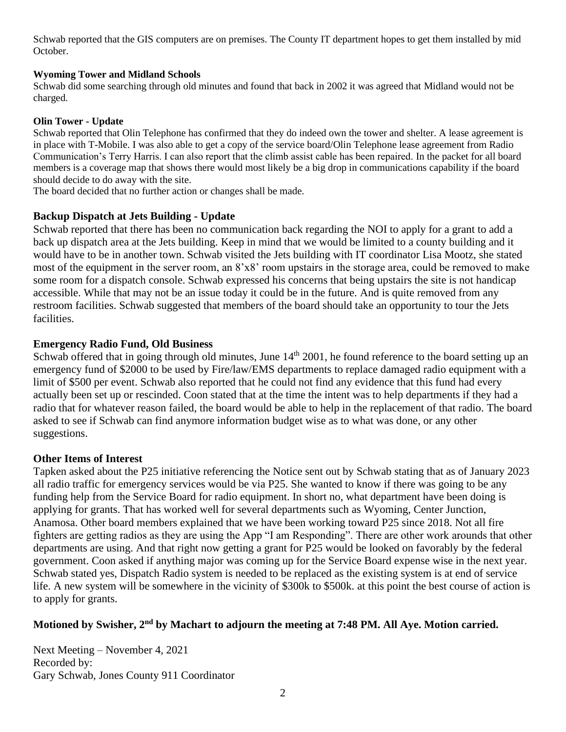Schwab reported that the GIS computers are on premises. The County IT department hopes to get them installed by mid October.

**Wyoming Tower and Midland Schools**

Schwab did some searching through old minutes and found that back in 2002 it was agreed that Midland would not be charged.

**Olin Tower - Update**

Schwab reported that Olin Telephone has confirmed that they do indeed own the tower and shelter. A lease agreement is in place with T-Mobile. I was also able to get a copy of the service board/Olin Telephone lease agreement from Radio Communication's Terry Harris. I can also report that the climb assist cable has been repaired. In the packet for all board members is a coverage map that shows there would most likely be a big drop in communications capability if the board should decide to do away with the site.

The board decided that no further action or changes shall be made.

## Backup Dispatch at Jets Building - Update

Schwab reported that there has been no communication back regarding the NOI to apply for a grant to add a back up dispatch area at the Jets building. Keep in mind that we would be limited to a county building and it would have to be in another town. Schwab visited the Jets building with IT coordinator Lisa Mootz, she stated most of the equipment in the server room, an 8'x8' room upstairs in the storage area, could be removed to make some room for a dispatch console. Schwab expressed his concerns that being upstairs the site is not handicap accessible. While that may not be an issue today it could be in the future. And is quite removed from any restroom facilities. Schwab suggested that members of the board should take an opportunity to tour the Jets facilities.

## Emergency Radio Fund, Old Business

Schwab offered that in going through old minutes, June 14th 2001, he found reference to the board setting up an emergency fund of $2000 to be used by Fire/law/EMS departments to replace damaged radio equipment with a limit of $500 per event. Schwab also reported that he could not find any evidence that this fund had every actually been set up or rescinded. Coon stated that at the time the intent was to help departments if they had a radio that for whatever reason failed, the board would be able to help in the replacement of that radio. The board asked to see if Schwab can find anymore information budget wise as to what was done, or any other suggestions.

## Other Items of Interest

Tapken asked about the P25 initiative referencing the Notice sent out by Schwab stating that as of January 2023 all radio traffic for emergency services would be via P25. She wanted to know if there was going to be any funding help from the Service Board for radio equipment. In short no, what department have been doing is applying for grants. That has worked well for several departments such as Wyoming, Center Junction, Anamosa. Other board members explained that we have been working toward P25 since 2018. Not all fire fighters are getting radios as they are using the App "I am Responding". There are other work arounds that other departments are using. And that right now getting a grant for P25 would be looked on favorably by the federal government. Coon asked if anything major was coming up for the Service Board expense wise in the next year. Schwab stated yes, Dispatch Radio system is needed to be replaced as the existing system is at end of service life. A new system will be somewhere in the vicinity of $300k to $500k. at this point the best course of action is to apply for grants.

**Motioned by Swisher, 2nd by Machart to adjourn the meeting at 7:48 PM. All Aye. Motion carried.**

Next Meeting – November 4, 2021
Recorded by:
Gary Schwab, Jones County 911 Coordinator